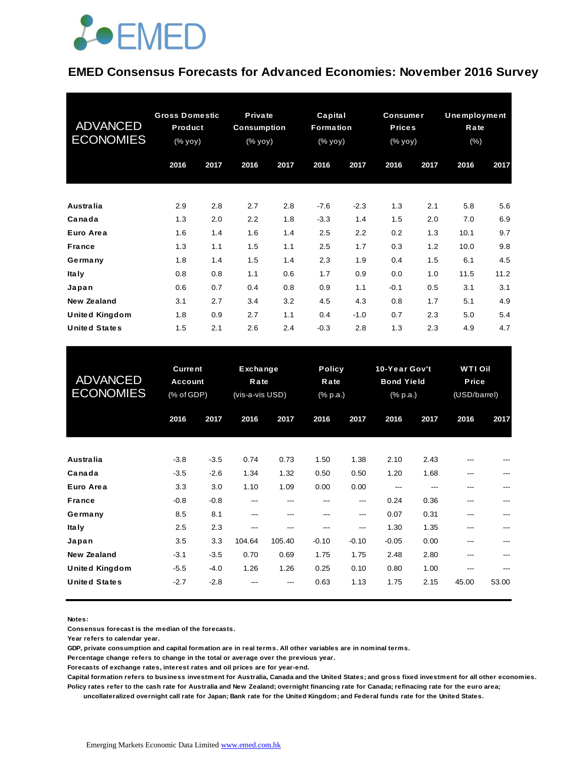EMED

# EMED Consensus Forecasts for Advanced Economies: November 2016 Survey

| ADVANCED ECONOMIES | Gross Domestic Product (% yoy) | | Private Consumption (% yoy) | | Capital Formation (% yoy) | | Consumer Prices (% yoy) | | Unemployment Rate (%) | |
|---|---|---|---|---|---|---|---|---|---|---|
| | 2016 | 2017 | 2016 | 2017 | 2016 | 2017 | 2016 | 2017 | 2016 | 2017 |
| **Australia** | 2.9 | 2.8 | 2.7 | 2.8 | -7.6 | -2.3 | 1.3 | 2.1 | 5.8 | 5.6 |
| **Canada** | 1.3 | 2.0 | 2.2 | 1.8 | -3.3 | 1.4 | 1.5 | 2.0 | 7.0 | 6.9 |
| **Euro Area** | 1.6 | 1.4 | 1.6 | 1.4 | 2.5 | 2.2 | 0.2 | 1.3 | 10.1 | 9.7 |
| **France** | 1.3 | 1.1 | 1.5 | 1.1 | 2.5 | 1.7 | 0.3 | 1.2 | 10.0 | 9.8 |
| **Germany** | 1.8 | 1.4 | 1.5 | 1.4 | 2.3 | 1.9 | 0.4 | 1.5 | 6.1 | 4.5 |
| **Italy** | 0.8 | 0.8 | 1.1 | 0.6 | 1.7 | 0.9 | 0.0 | 1.0 | 11.5 | 11.2 |
| **Japan** | 0.6 | 0.7 | 0.4 | 0.8 | 0.9 | 1.1 | -0.1 | 0.5 | 3.1 | 3.1 |
| **New Zealand** | 3.1 | 2.7 | 3.4 | 3.2 | 4.5 | 4.3 | 0.8 | 1.7 | 5.1 | 4.9 |
| **United Kingdom** | 1.8 | 0.9 | 2.7 | 1.1 | 0.4 | -1.0 | 0.7 | 2.3 | 5.0 | 5.4 |
| **United States** | 1.5 | 2.1 | 2.6 | 2.4 | -0.3 | 2.8 | 1.3 | 2.3 | 4.9 | 4.7 |

| ADVANCED ECONOMIES | Current Account (% of GDP) | | Exchange Rate (vis-a-vis USD) | | Policy Rate (% p.a.) | | 10-Year Gov't Bond Yield (% p.a.) | | WTI Oil Price (USD/barrel) | |
|---|---|---|---|---|---|---|---|---|---|---|
| | 2016 | 2017 | 2016 | 2017 | 2016 | 2017 | 2016 | 2017 | 2016 | 2017 |
| **Australia** | -3.8 | -3.5 | 0.74 | 0.73 | 1.50 | 1.38 | 2.10 | 2.43 | --- | --- |
| **Canada** | -3.5 | -2.6 | 1.34 | 1.32 | 0.50 | 0.50 | 1.20 | 1.68 | --- | --- |
| **Euro Area** | 3.3 | 3.0 | 1.10 | 1.09 | 0.00 | 0.00 | --- | --- | --- | --- |
| **France** | -0.8 | -0.8 | --- | --- | --- | --- | 0.24 | 0.36 | --- | --- |
| **Germany** | 8.5 | 8.1 | --- | --- | --- | --- | 0.07 | 0.31 | --- | --- |
| **Italy** | 2.5 | 2.3 | --- | --- | --- | --- | 1.30 | 1.35 | --- | --- |
| **Japan** | 3.5 | 3.3 | 104.64 | 105.40 | -0.10 | -0.10 | -0.05 | 0.00 | --- | --- |
| **New Zealand** | -3.1 | -3.5 | 0.70 | 0.69 | 1.75 | 1.75 | 2.48 | 2.80 | --- | --- |
| **United Kingdom** | -5.5 | -4.0 | 1.26 | 1.26 | 0.25 | 0.10 | 0.80 | 1.00 | --- | --- |
| **United States** | -2.7 | -2.8 | --- | --- | 0.63 | 1.13 | 1.75 | 2.15 | 45.00 | 53.00 |

**Notes:**
**Consensus forecast is the median of the forecasts.**
**Year refers to calendar year.**
**GDP, private consumption and capital formation are in real terms. All other variables are in nominal terms.**
**Percentage change refers to change in the total or average over the previous year.**
**Forecasts of exchange rates, interest rates and oil prices are for year-end.**
**Capital formation refers to business investment for Australia, Canada and the United States; and gross fixed investment for all other economies.**
**Policy rates refer to the cash rate for Australia and New Zealand; overnight financing rate for Canada; refinacing rate for the euro area; uncollateralized overnight call rate for Japan; Bank rate for the United Kingdom; and Federal funds rate for the United States.**

Emerging Markets Economic Data Limited [www.emed.com.hk](http://www.emed.com.hk)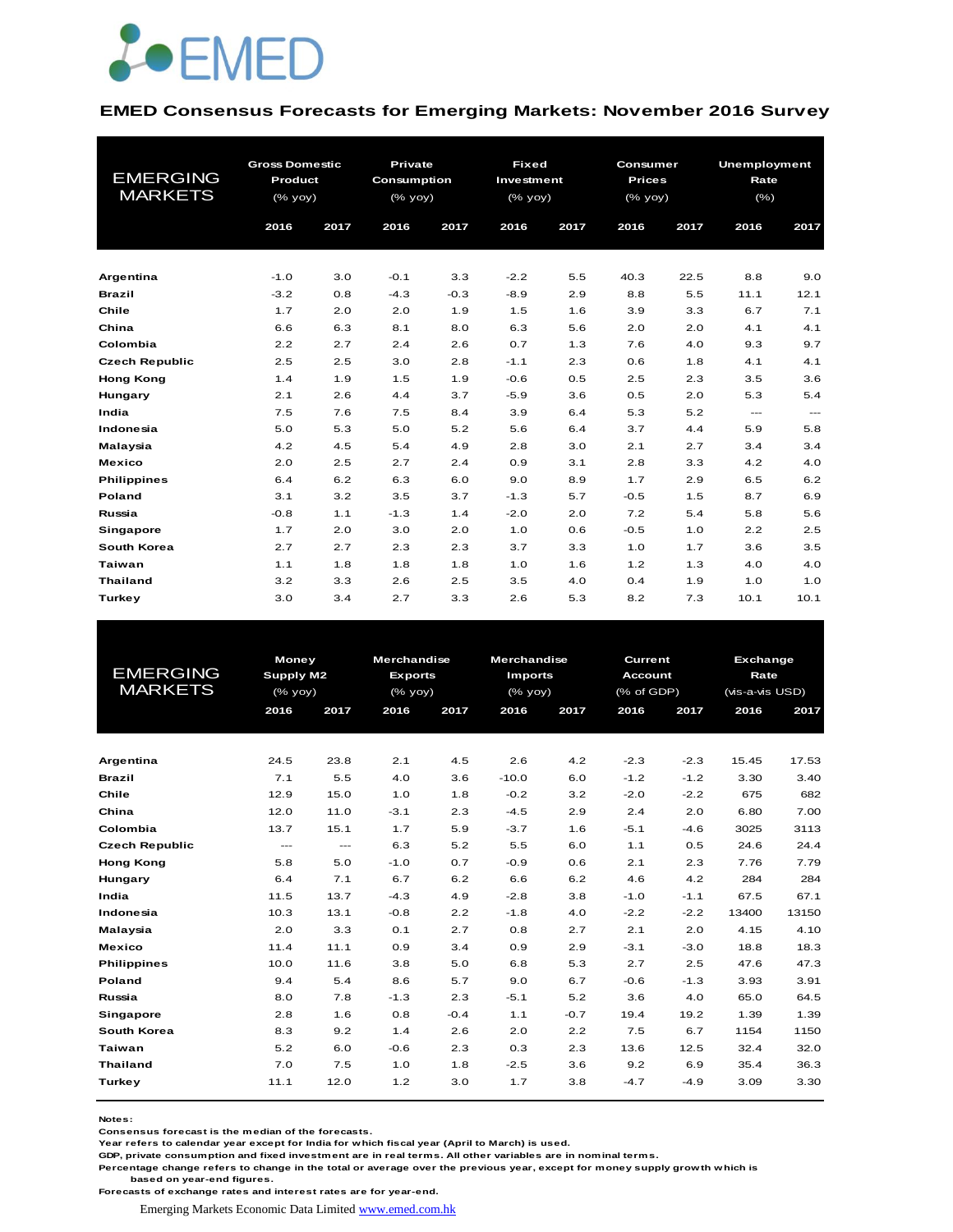EMED

## EMED Consensus Forecasts for Emerging Markets: November 2016 Survey

| EMERGING MARKETS | Gross Domestic Product (% yoy) | | Private Consumption (% yoy) | | Fixed Investment (% yoy) | | Consumer Prices (% yoy) | | Unemployment Rate (%) | |
|---|---|---|---|---|---|---|---|---|---|---|
| | 2016 | 2017 | 2016 | 2017 | 2016 | 2017 | 2016 | 2017 | 2016 | 2017 |
| Argentina | -1.0 | 3.0 | -0.1 | 3.3 | -2.2 | 5.5 | 40.3 | 22.5 | 8.8 | 9.0 |
| Brazil | -3.2 | 0.8 | -4.3 | -0.3 | -8.9 | 2.9 | 8.8 | 5.5 | 11.1 | 12.1 |
| Chile | 1.7 | 2.0 | 2.0 | 1.9 | 1.5 | 1.6 | 3.9 | 3.3 | 6.7 | 7.1 |
| China | 6.6 | 6.3 | 8.1 | 8.0 | 6.3 | 5.6 | 2.0 | 2.0 | 4.1 | 4.1 |
| Colombia | 2.2 | 2.7 | 2.4 | 2.6 | 0.7 | 1.3 | 7.6 | 4.0 | 9.3 | 9.7 |
| Czech Republic | 2.5 | 2.5 | 3.0 | 2.8 | -1.1 | 2.3 | 0.6 | 1.8 | 4.1 | 4.1 |
| Hong Kong | 1.4 | 1.9 | 1.5 | 1.9 | -0.6 | 0.5 | 2.5 | 2.3 | 3.5 | 3.6 |
| Hungary | 2.1 | 2.6 | 4.4 | 3.7 | -5.9 | 3.6 | 0.5 | 2.0 | 5.3 | 5.4 |
| India | 7.5 | 7.6 | 7.5 | 8.4 | 3.9 | 6.4 | 5.3 | 5.2 | --- | --- |
| Indonesia | 5.0 | 5.3 | 5.0 | 5.2 | 5.6 | 6.4 | 3.7 | 4.4 | 5.9 | 5.8 |
| Malaysia | 4.2 | 4.5 | 5.4 | 4.9 | 2.8 | 3.0 | 2.1 | 2.7 | 3.4 | 3.4 |
| Mexico | 2.0 | 2.5 | 2.7 | 2.4 | 0.9 | 3.1 | 2.8 | 3.3 | 4.2 | 4.0 |
| Philippines | 6.4 | 6.2 | 6.3 | 6.0 | 9.0 | 8.9 | 1.7 | 2.9 | 6.5 | 6.2 |
| Poland | 3.1 | 3.2 | 3.5 | 3.7 | -1.3 | 5.7 | -0.5 | 1.5 | 8.7 | 6.9 |
| Russia | -0.8 | 1.1 | -1.3 | 1.4 | -2.0 | 2.0 | 7.2 | 5.4 | 5.8 | 5.6 |
| Singapore | 1.7 | 2.0 | 3.0 | 2.0 | 1.0 | 0.6 | -0.5 | 1.0 | 2.2 | 2.5 |
| South Korea | 2.7 | 2.7 | 2.3 | 2.3 | 3.7 | 3.3 | 1.0 | 1.7 | 3.6 | 3.5 |
| Taiwan | 1.1 | 1.8 | 1.8 | 1.8 | 1.0 | 1.6 | 1.2 | 1.3 | 4.0 | 4.0 |
| Thailand | 3.2 | 3.3 | 2.6 | 2.5 | 3.5 | 4.0 | 0.4 | 1.9 | 1.0 | 1.0 |
| Turkey | 3.0 | 3.4 | 2.7 | 3.3 | 2.6 | 5.3 | 8.2 | 7.3 | 10.1 | 10.1 |

| EMERGING MARKETS | Money Supply M2 (% yoy) | | Merchandise Exports (% yoy) | | Merchandise Imports (% yoy) | | Current Account (% of GDP) | | Exchange Rate (vis-a-vis USD) | |
|---|---|---|---|---|---|---|---|---|---|---|
| | 2016 | 2017 | 2016 | 2017 | 2016 | 2017 | 2016 | 2017 | 2016 | 2017 |
| Argentina | 24.5 | 23.8 | 2.1 | 4.5 | 2.6 | 4.2 | -2.3 | -2.3 | 15.45 | 17.53 |
| Brazil | 7.1 | 5.5 | 4.0 | 3.6 | -10.0 | 6.0 | -1.2 | -1.2 | 3.30 | 3.40 |
| Chile | 12.9 | 15.0 | 1.0 | 1.8 | -0.2 | 3.2 | -2.0 | -2.2 | 675 | 682 |
| China | 12.0 | 11.0 | -3.1 | 2.3 | -4.5 | 2.9 | 2.4 | 2.0 | 6.80 | 7.00 |
| Colombia | 13.7 | 15.1 | 1.7 | 5.9 | -3.7 | 1.6 | -5.1 | -4.6 | 3025 | 3113 |
| Czech Republic | --- | --- | 6.3 | 5.2 | 5.5 | 6.0 | 1.1 | 0.5 | 24.6 | 24.4 |
| Hong Kong | 5.8 | 5.0 | -1.0 | 0.7 | -0.9 | 0.6 | 2.1 | 2.3 | 7.76 | 7.79 |
| Hungary | 6.4 | 7.1 | 6.7 | 6.2 | 6.6 | 6.2 | 4.6 | 4.2 | 284 | 284 |
| India | 11.5 | 13.7 | -4.3 | 4.9 | -2.8 | 3.8 | -1.0 | -1.1 | 67.5 | 67.1 |
| Indonesia | 10.3 | 13.1 | -0.8 | 2.2 | -1.8 | 4.0 | -2.2 | -2.2 | 13400 | 13150 |
| Malaysia | 2.0 | 3.3 | 0.1 | 2.7 | 0.8 | 2.7 | 2.1 | 2.0 | 4.15 | 4.10 |
| Mexico | 11.4 | 11.1 | 0.9 | 3.4 | 0.9 | 2.9 | -3.1 | -3.0 | 18.8 | 18.3 |
| Philippines | 10.0 | 11.6 | 3.8 | 5.0 | 6.8 | 5.3 | 2.7 | 2.5 | 47.6 | 47.3 |
| Poland | 9.4 | 5.4 | 8.6 | 5.7 | 9.0 | 6.7 | -0.6 | -1.3 | 3.93 | 3.91 |
| Russia | 8.0 | 7.8 | -1.3 | 2.3 | -5.1 | 5.2 | 3.6 | 4.0 | 65.0 | 64.5 |
| Singapore | 2.8 | 1.6 | 0.8 | -0.4 | 1.1 | -0.7 | 19.4 | 19.2 | 1.39 | 1.39 |
| South Korea | 8.3 | 9.2 | 1.4 | 2.6 | 2.0 | 2.2 | 7.5 | 6.7 | 1154 | 1150 |
| Taiwan | 5.2 | 6.0 | -0.6 | 2.3 | 0.3 | 2.3 | 13.6 | 12.5 | 32.4 | 32.0 |
| Thailand | 7.0 | 7.5 | 1.0 | 1.8 | -2.5 | 3.6 | 9.2 | 6.9 | 35.4 | 36.3 |
| Turkey | 11.1 | 12.0 | 1.2 | 3.0 | 1.7 | 3.8 | -4.7 | -4.9 | 3.09 | 3.30 |

**Notes:**
Consensus forecast is the median of the forecasts.
Year refers to calendar year except for India for which fiscal year (April to March) is used.
GDP, private consumption and fixed investment are in real terms. All other variables are in nominal terms.
Percentage change refers to change in the total or average over the previous year, except for money supply growth which is based on year-end figures.
Forecasts of exchange rates and interest rates are for year-end.

Emerging Markets Economic Data Limited www.emed.com.hk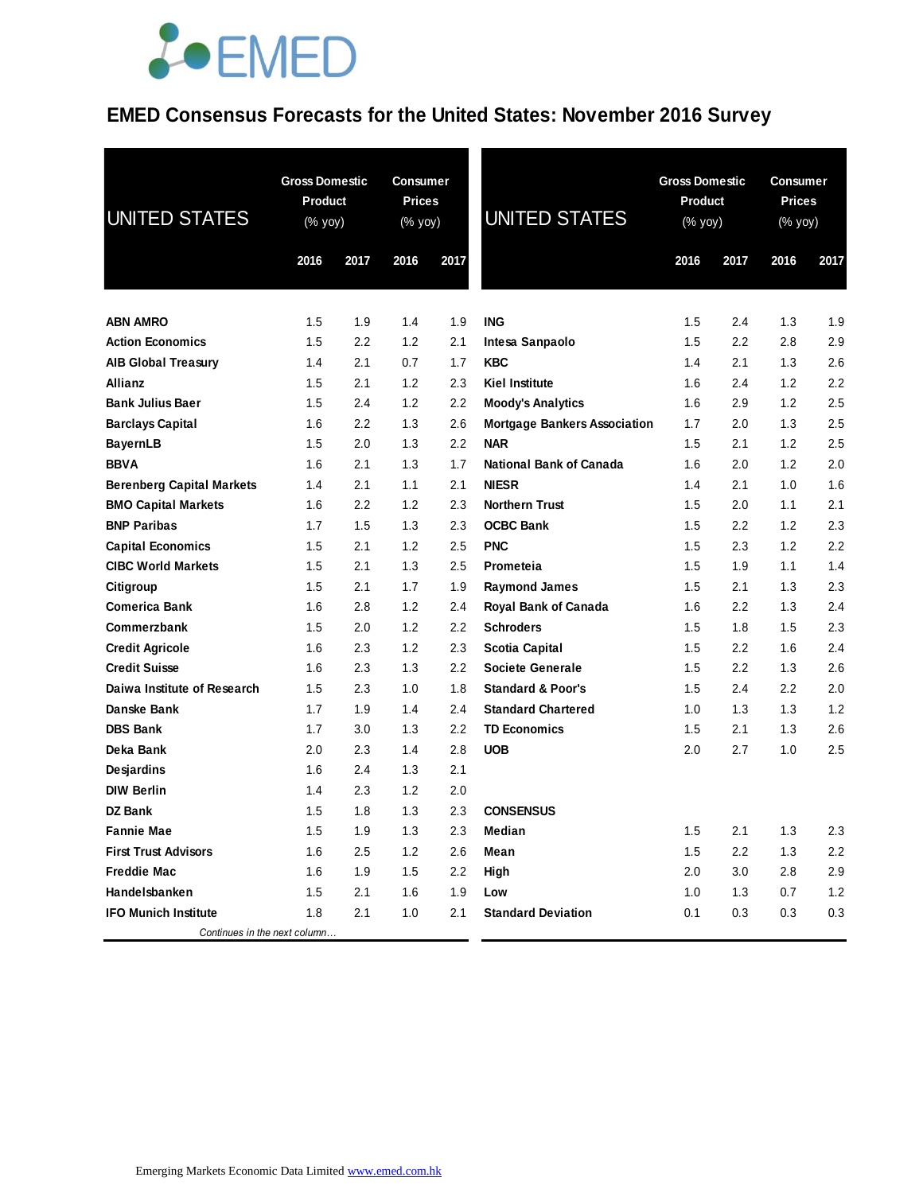# EMED Consensus Forecasts for the United States: November 2016 Survey

| UNITED STATES | Gross Domestic Product (% yoy) | | Consumer Prices (% yoy) | |
|---|---|---|---|---|
| | 2016 | 2017 | 2016 | 2017 |
| **ABN AMRO** | 1.5 | 1.9 | 1.4 | 1.9 |
| **Action Economics** | 1.5 | 2.2 | 1.2 | 2.1 |
| **AIB Global Treasury** | 1.4 | 2.1 | 0.7 | 1.7 |
| **Allianz** | 1.5 | 2.1 | 1.2 | 2.3 |
| **Bank Julius Baer** | 1.5 | 2.4 | 1.2 | 2.2 |
| **Barclays Capital** | 1.6 | 2.2 | 1.3 | 2.6 |
| **BayernLB** | 1.5 | 2.0 | 1.3 | 2.2 |
| **BBVA** | 1.6 | 2.1 | 1.3 | 1.7 |
| **Berenberg Capital Markets** | 1.4 | 2.1 | 1.1 | 2.1 |
| **BMO Capital Markets** | 1.6 | 2.2 | 1.2 | 2.3 |
| **BNP Paribas** | 1.7 | 1.5 | 1.3 | 2.3 |
| **Capital Economics** | 1.5 | 2.1 | 1.2 | 2.5 |
| **CIBC World Markets** | 1.5 | 2.1 | 1.3 | 2.5 |
| **Citigroup** | 1.5 | 2.1 | 1.7 | 1.9 |
| **Comerica Bank** | 1.6 | 2.8 | 1.2 | 2.4 |
| **Commerzbank** | 1.5 | 2.0 | 1.2 | 2.2 |
| **Credit Agricole** | 1.6 | 2.3 | 1.2 | 2.3 |
| **Credit Suisse** | 1.6 | 2.3 | 1.3 | 2.2 |
| **Daiwa Institute of Research** | 1.5 | 2.3 | 1.0 | 1.8 |
| **Danske Bank** | 1.7 | 1.9 | 1.4 | 2.4 |
| **DBS Bank** | 1.7 | 3.0 | 1.3 | 2.2 |
| **Deka Bank** | 2.0 | 2.3 | 1.4 | 2.8 |
| **Desjardins** | 1.6 | 2.4 | 1.3 | 2.1 |
| **DIW Berlin** | 1.4 | 2.3 | 1.2 | 2.0 |
| **DZ Bank** | 1.5 | 1.8 | 1.3 | 2.3 |
| **Fannie Mae** | 1.5 | 1.9 | 1.3 | 2.3 |
| **First Trust Advisors** | 1.6 | 2.5 | 1.2 | 2.6 |
| **Freddie Mac** | 1.6 | 1.9 | 1.5 | 2.2 |
| **Handelsbanken** | 1.5 | 2.1 | 1.6 | 1.9 |
| **IFO Munich Institute** | 1.8 | 2.1 | 1.0 | 2.1 |
| **ING** | 1.5 | 2.4 | 1.3 | 1.9 |
| **Intesa Sanpaolo** | 1.5 | 2.2 | 2.8 | 2.9 |
| **KBC** | 1.4 | 2.1 | 1.3 | 2.6 |
| **Kiel Institute** | 1.6 | 2.4 | 1.2 | 2.2 |
| **Moody's Analytics** | 1.6 | 2.9 | 1.2 | 2.5 |
| **Mortgage Bankers Association** | 1.7 | 2.0 | 1.3 | 2.5 |
| **NAR** | 1.5 | 2.1 | 1.2 | 2.5 |
| **National Bank of Canada** | 1.6 | 2.0 | 1.2 | 2.0 |
| **NIESR** | 1.4 | 2.1 | 1.0 | 1.6 |
| **Northern Trust** | 1.5 | 2.0 | 1.1 | 2.1 |
| **OCBC Bank** | 1.5 | 2.2 | 1.2 | 2.3 |
| **PNC** | 1.5 | 2.3 | 1.2 | 2.2 |
| **Prometeia** | 1.5 | 1.9 | 1.1 | 1.4 |
| **Raymond James** | 1.5 | 2.1 | 1.3 | 2.3 |
| **Royal Bank of Canada** | 1.6 | 2.2 | 1.3 | 2.4 |
| **Schroders** | 1.5 | 1.8 | 1.5 | 2.3 |
| **Scotia Capital** | 1.5 | 2.2 | 1.6 | 2.4 |
| **Societe Generale** | 1.5 | 2.2 | 1.3 | 2.6 |
| **Standard & Poor's** | 1.5 | 2.4 | 2.2 | 2.0 |
| **Standard Chartered** | 1.0 | 1.3 | 1.3 | 1.2 |
| **TD Economics** | 1.5 | 2.1 | 1.3 | 2.6 |
| **UOB** | 2.0 | 2.7 | 1.0 | 2.5 |
| **CONSENSUS** | | | | |
| **Median** | 1.5 | 2.1 | 1.3 | 2.3 |
| **Mean** | 1.5 | 2.2 | 1.3 | 2.2 |
| **High** | 2.0 | 3.0 | 2.8 | 2.9 |
| **Low** | 1.0 | 1.3 | 0.7 | 1.2 |
| **Standard Deviation** | 0.1 | 0.3 | 0.3 | 0.3 |

Emerging Markets Economic Data Limited www.emed.com.hk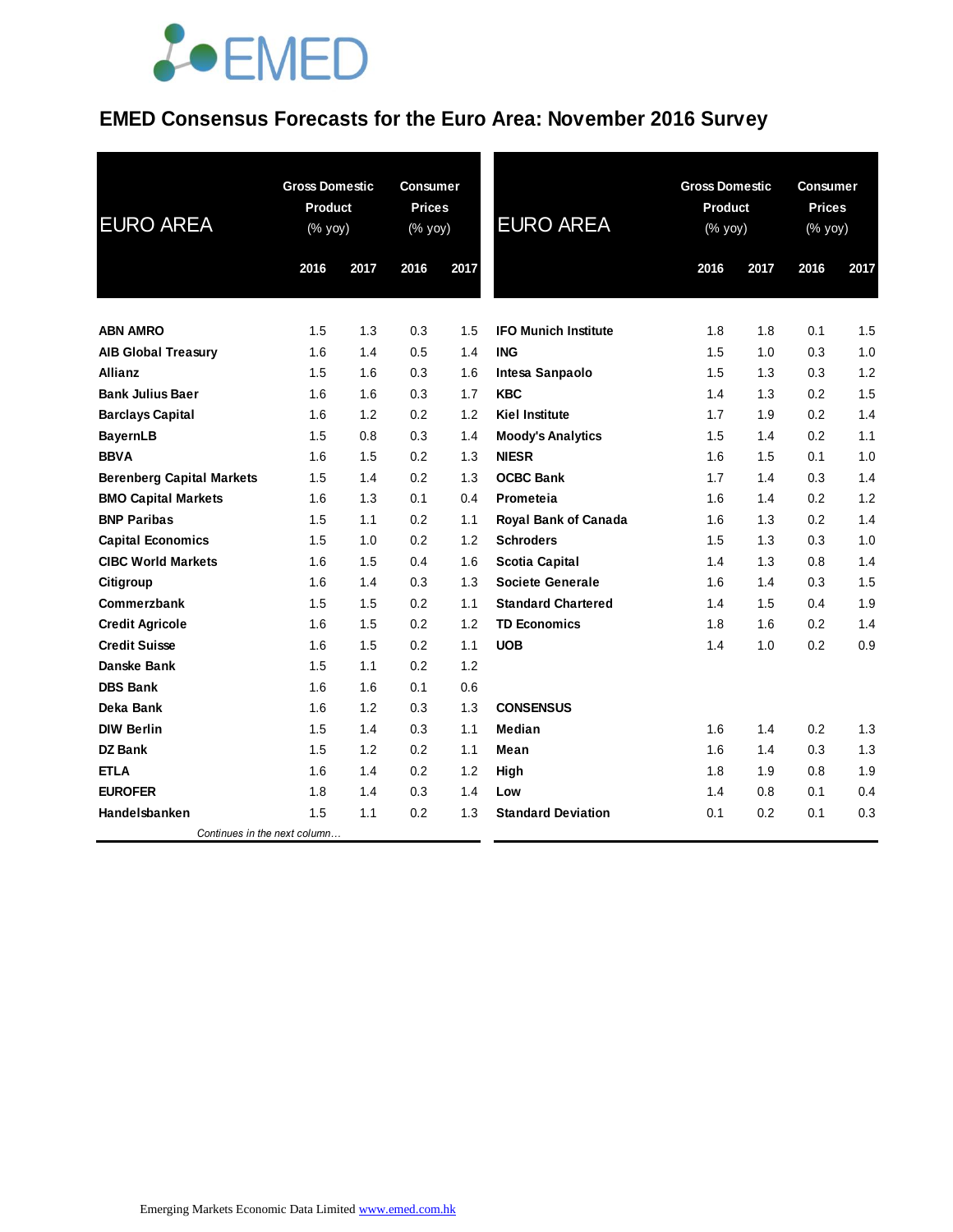# EMED Consensus Forecasts for the Euro Area: November 2016 Survey

| EURO AREA | Gross Domestic Product (% yoy) | | Consumer Prices (% yoy) | |
|---|---|---|---|---|
| | 2016 | 2017 | 2016 | 2017 |
| **ABN AMRO** | 1.5 | 1.3 | 0.3 | 1.5 |
| **AIB Global Treasury** | 1.6 | 1.4 | 0.5 | 1.4 |
| **Allianz** | 1.5 | 1.6 | 0.3 | 1.6 |
| **Bank Julius Baer** | 1.6 | 1.6 | 0.3 | 1.7 |
| **Barclays Capital** | 1.6 | 1.2 | 0.2 | 1.2 |
| **BayernLB** | 1.5 | 0.8 | 0.3 | 1.4 |
| **BBVA** | 1.6 | 1.5 | 0.2 | 1.3 |
| **Berenberg Capital Markets** | 1.5 | 1.4 | 0.2 | 1.3 |
| **BMO Capital Markets** | 1.6 | 1.3 | 0.1 | 0.4 |
| **BNP Paribas** | 1.5 | 1.1 | 0.2 | 1.1 |
| **Capital Economics** | 1.5 | 1.0 | 0.2 | 1.2 |
| **CIBC World Markets** | 1.6 | 1.5 | 0.4 | 1.6 |
| **Citigroup** | 1.6 | 1.4 | 0.3 | 1.3 |
| **Commerzbank** | 1.5 | 1.5 | 0.2 | 1.1 |
| **Credit Agricole** | 1.6 | 1.5 | 0.2 | 1.2 |
| **Credit Suisse** | 1.6 | 1.5 | 0.2 | 1.1 |
| **Danske Bank** | 1.5 | 1.1 | 0.2 | 1.2 |
| **DBS Bank** | 1.6 | 1.6 | 0.1 | 0.6 |
| **Deka Bank** | 1.6 | 1.2 | 0.3 | 1.3 |
| **DIW Berlin** | 1.5 | 1.4 | 0.3 | 1.1 |
| **DZ Bank** | 1.5 | 1.2 | 0.2 | 1.1 |
| **ETLA** | 1.6 | 1.4 | 0.2 | 1.2 |
| **EUROFER** | 1.8 | 1.4 | 0.3 | 1.4 |
| **Handelsbanken** | 1.5 | 1.1 | 0.2 | 1.3 |
| **IFO Munich Institute** | 1.8 | 1.8 | 0.1 | 1.5 |
| **ING** | 1.5 | 1.0 | 0.3 | 1.0 |
| **Intesa Sanpaolo** | 1.5 | 1.3 | 0.3 | 1.2 |
| **KBC** | 1.4 | 1.3 | 0.2 | 1.5 |
| **Kiel Institute** | 1.7 | 1.9 | 0.2 | 1.4 |
| **Moody's Analytics** | 1.5 | 1.4 | 0.2 | 1.1 |
| **NIESR** | 1.6 | 1.5 | 0.1 | 1.0 |
| **OCBC Bank** | 1.7 | 1.4 | 0.3 | 1.4 |
| **Prometeia** | 1.6 | 1.4 | 0.2 | 1.2 |
| **Royal Bank of Canada** | 1.6 | 1.3 | 0.2 | 1.4 |
| **Schroders** | 1.5 | 1.3 | 0.3 | 1.0 |
| **Scotia Capital** | 1.4 | 1.3 | 0.8 | 1.4 |
| **Societe Generale** | 1.6 | 1.4 | 0.3 | 1.5 |
| **Standard Chartered** | 1.4 | 1.5 | 0.4 | 1.9 |
| **TD Economics** | 1.8 | 1.6 | 0.2 | 1.4 |
| **UOB** | 1.4 | 1.0 | 0.2 | 0.9 |
| **CONSENSUS** | | | | |
| **Median** | 1.6 | 1.4 | 0.2 | 1.3 |
| **Mean** | 1.6 | 1.4 | 0.3 | 1.3 |
| **High** | 1.8 | 1.9 | 0.8 | 1.9 |
| **Low** | 1.4 | 0.8 | 0.1 | 0.4 |
| **Standard Deviation** | 0.1 | 0.2 | 0.1 | 0.3 |

Emerging Markets Economic Data Limited www.emed.com.hk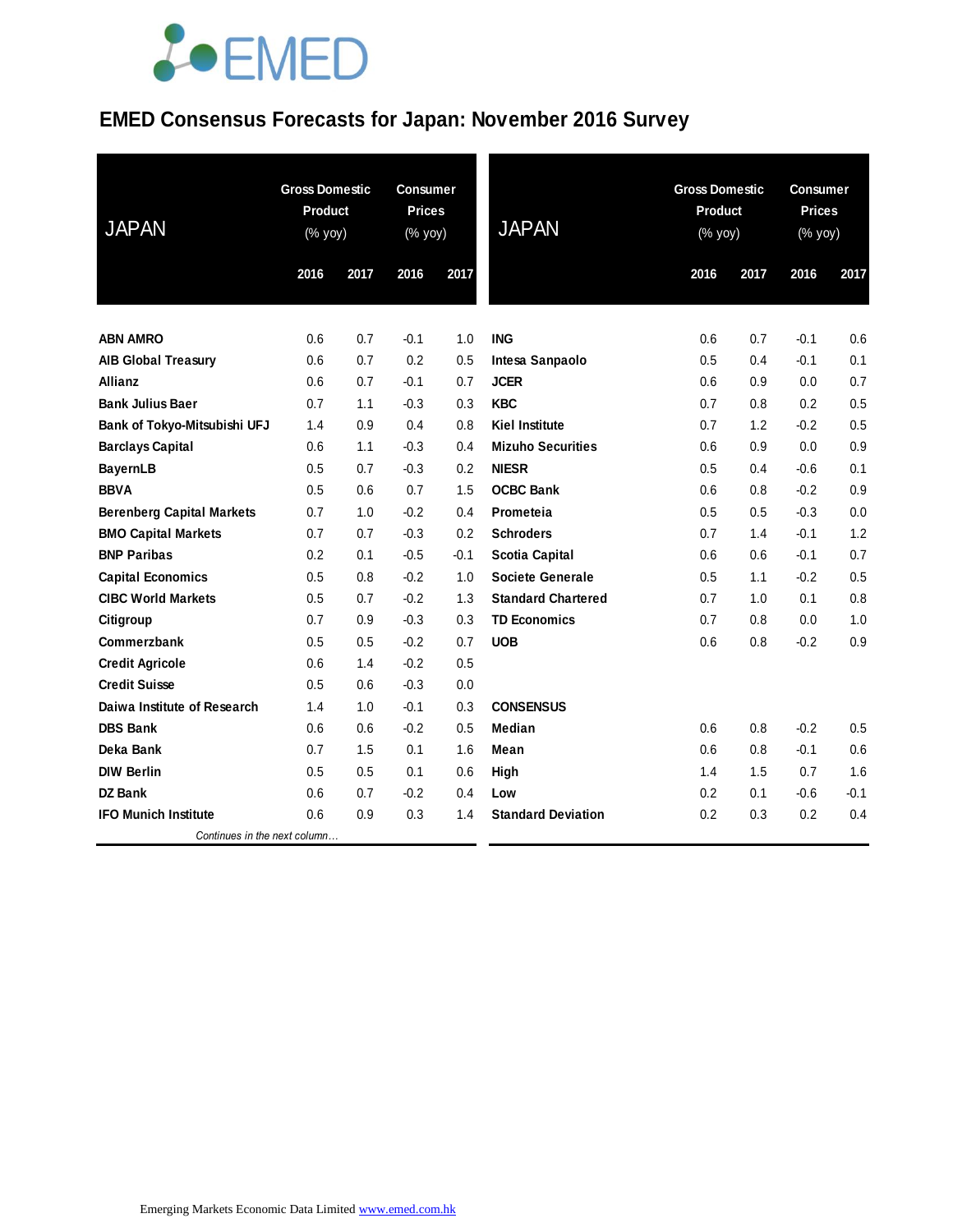# EMED Consensus Forecasts for Japan: November 2016 Survey

| JAPAN | Gross Domestic Product (% yoy) | | Consumer Prices (% yoy) | |
|---|---|---|---|---|
| | 2016 | 2017 | 2016 | 2017 |
| ABN AMRO | 0.6 | 0.7 | -0.1 | 1.0 |
| AIB Global Treasury | 0.6 | 0.7 | 0.2 | 0.5 |
| Allianz | 0.6 | 0.7 | -0.1 | 0.7 |
| Bank Julius Baer | 0.7 | 1.1 | -0.3 | 0.3 |
| Bank of Tokyo-Mitsubishi UFJ | 1.4 | 0.9 | 0.4 | 0.8 |
| Barclays Capital | 0.6 | 1.1 | -0.3 | 0.4 |
| BayernLB | 0.5 | 0.7 | -0.3 | 0.2 |
| BBVA | 0.5 | 0.6 | 0.7 | 1.5 |
| Berenberg Capital Markets | 0.7 | 1.0 | -0.2 | 0.4 |
| BMO Capital Markets | 0.7 | 0.7 | -0.3 | 0.2 |
| BNP Paribas | 0.2 | 0.1 | -0.5 | -0.1 |
| Capital Economics | 0.5 | 0.8 | -0.2 | 1.0 |
| CIBC World Markets | 0.5 | 0.7 | -0.2 | 1.3 |
| Citigroup | 0.7 | 0.9 | -0.3 | 0.3 |
| Commerzbank | 0.5 | 0.5 | -0.2 | 0.7 |
| Credit Agricole | 0.6 | 1.4 | -0.2 | 0.5 |
| Credit Suisse | 0.5 | 0.6 | -0.3 | 0.0 |
| Daiwa Institute of Research | 1.4 | 1.0 | -0.1 | 0.3 |
| DBS Bank | 0.6 | 0.6 | -0.2 | 0.5 |
| Deka Bank | 0.7 | 1.5 | 0.1 | 1.6 |
| DIW Berlin | 0.5 | 0.5 | 0.1 | 0.6 |
| DZ Bank | 0.6 | 0.7 | -0.2 | 0.4 |
| IFO Munich Institute | 0.6 | 0.9 | 0.3 | 1.4 |
| ING | 0.6 | 0.7 | -0.1 | 0.6 |
| Intesa Sanpaolo | 0.5 | 0.4 | -0.1 | 0.1 |
| JCER | 0.6 | 0.9 | 0.0 | 0.7 |
| KBC | 0.7 | 0.8 | 0.2 | 0.5 |
| Kiel Institute | 0.7 | 1.2 | -0.2 | 0.5 |
| Mizuho Securities | 0.6 | 0.9 | 0.0 | 0.9 |
| NIESR | 0.5 | 0.4 | -0.6 | 0.1 |
| OCBC Bank | 0.6 | 0.8 | -0.2 | 0.9 |
| Prometeia | 0.5 | 0.5 | -0.3 | 0.0 |
| Schroders | 0.7 | 1.4 | -0.1 | 1.2 |
| Scotia Capital | 0.6 | 0.6 | -0.1 | 0.7 |
| Societe Generale | 0.5 | 1.1 | -0.2 | 0.5 |
| Standard Chartered | 0.7 | 1.0 | 0.1 | 0.8 |
| TD Economics | 0.7 | 0.8 | 0.0 | 1.0 |
| UOB | 0.6 | 0.8 | -0.2 | 0.9 |
| **CONSENSUS** | | | | |
| Median | 0.6 | 0.8 | -0.2 | 0.5 |
| Mean | 0.6 | 0.8 | -0.1 | 0.6 |
| High | 1.4 | 1.5 | 0.7 | 1.6 |
| Low | 0.2 | 0.1 | -0.6 | -0.1 |
| Standard Deviation | 0.2 | 0.3 | 0.2 | 0.4 |

Emerging Markets Economic Data Limited www.emed.com.hk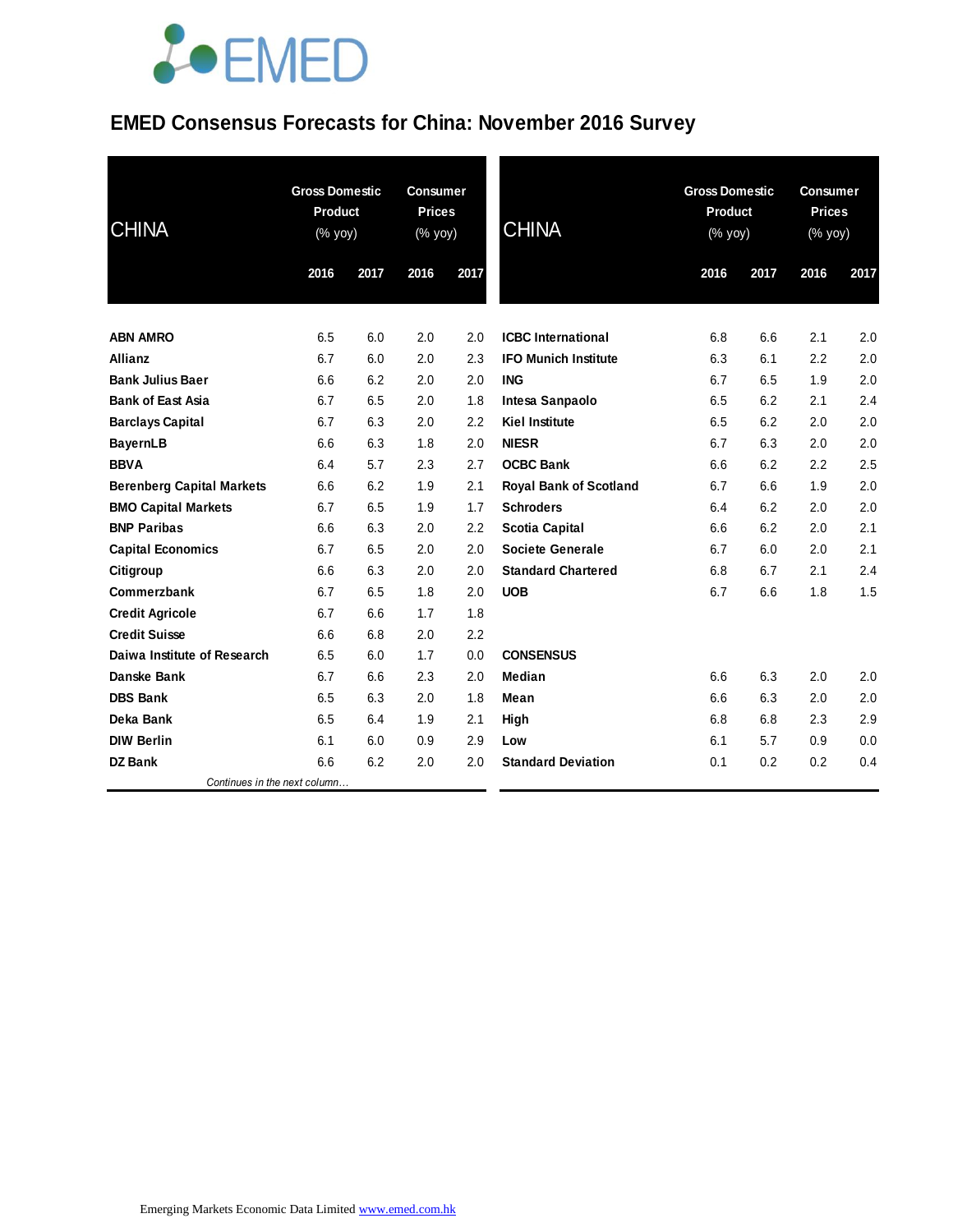# EMED Consensus Forecasts for China: November 2016 Survey

| CHINA | Gross Domestic Product (% yoy) | | Consumer Prices (% yoy) | |
|---|---|---|---|---|
| | 2016 | 2017 | 2016 | 2017 |
| **ABN AMRO** | 6.5 | 6.0 | 2.0 | 2.0 |
| **Allianz** | 6.7 | 6.0 | 2.0 | 2.3 |
| **Bank Julius Baer** | 6.6 | 6.2 | 2.0 | 2.0 |
| **Bank of East Asia** | 6.7 | 6.5 | 2.0 | 1.8 |
| **Barclays Capital** | 6.7 | 6.3 | 2.0 | 2.2 |
| **BayernLB** | 6.6 | 6.3 | 1.8 | 2.0 |
| **BBVA** | 6.4 | 5.7 | 2.3 | 2.7 |
| **Berenberg Capital Markets** | 6.6 | 6.2 | 1.9 | 2.1 |
| **BMO Capital Markets** | 6.7 | 6.5 | 1.9 | 1.7 |
| **BNP Paribas** | 6.6 | 6.3 | 2.0 | 2.2 |
| **Capital Economics** | 6.7 | 6.5 | 2.0 | 2.0 |
| **Citigroup** | 6.6 | 6.3 | 2.0 | 2.0 |
| **Commerzbank** | 6.7 | 6.5 | 1.8 | 2.0 |
| **Credit Agricole** | 6.7 | 6.6 | 1.7 | 1.8 |
| **Credit Suisse** | 6.6 | 6.8 | 2.0 | 2.2 |
| **Daiwa Institute of Research** | 6.5 | 6.0 | 1.7 | 0.0 |
| **Danske Bank** | 6.7 | 6.6 | 2.3 | 2.0 |
| **DBS Bank** | 6.5 | 6.3 | 2.0 | 1.8 |
| **Deka Bank** | 6.5 | 6.4 | 1.9 | 2.1 |
| **DIW Berlin** | 6.1 | 6.0 | 0.9 | 2.9 |
| **DZ Bank** | 6.6 | 6.2 | 2.0 | 2.0 |
| **ICBC International** | 6.8 | 6.6 | 2.1 | 2.0 |
| **IFO Munich Institute** | 6.3 | 6.1 | 2.2 | 2.0 |
| **ING** | 6.7 | 6.5 | 1.9 | 2.0 |
| **Intesa Sanpaolo** | 6.5 | 6.2 | 2.1 | 2.4 |
| **Kiel Institute** | 6.5 | 6.2 | 2.0 | 2.0 |
| **NIESR** | 6.7 | 6.3 | 2.0 | 2.0 |
| **OCBC Bank** | 6.6 | 6.2 | 2.2 | 2.5 |
| **Royal Bank of Scotland** | 6.7 | 6.6 | 1.9 | 2.0 |
| **Schroders** | 6.4 | 6.2 | 2.0 | 2.0 |
| **Scotia Capital** | 6.6 | 6.2 | 2.0 | 2.1 |
| **Societe Generale** | 6.7 | 6.0 | 2.0 | 2.1 |
| **Standard Chartered** | 6.8 | 6.7 | 2.1 | 2.4 |
| **UOB** | 6.7 | 6.6 | 1.8 | 1.5 |
| **CONSENSUS** | | | | |
| **Median** | 6.6 | 6.3 | 2.0 | 2.0 |
| **Mean** | 6.6 | 6.3 | 2.0 | 2.0 |
| **High** | 6.8 | 6.8 | 2.3 | 2.9 |
| **Low** | 6.1 | 5.7 | 0.9 | 0.0 |
| **Standard Deviation** | 0.1 | 0.2 | 0.2 | 0.4 |

*Continues in the next column…*

Emerging Markets Economic Data Limited www.emed.com.hk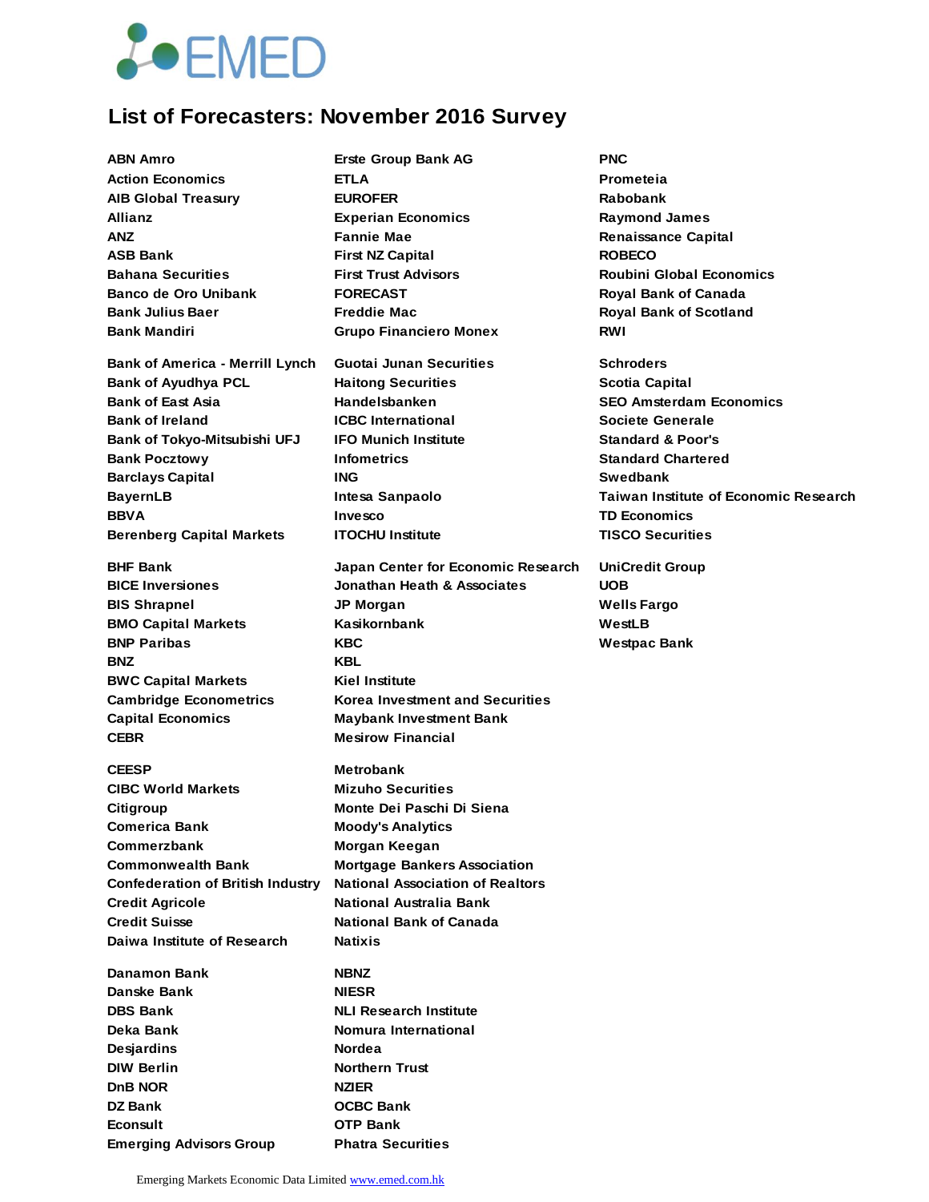EMED

# List of Forecasters: November 2016 Survey

ABN Amro
Action Economics
AIB Global Treasury
Allianz
ANZ
ASB Bank
Bahana Securities
Banco de Oro Unibank
Bank Julius Baer
Bank Mandiri

Bank of America - Merrill Lynch
Bank of Ayudhya PCL
Bank of East Asia
Bank of Ireland
Bank of Tokyo-Mitsubishi UFJ
Bank Pocztowy
Barclays Capital
BayernLB
BBVA
Berenberg Capital Markets

BHF Bank
BICE Inversiones
BIS Shrapnel
BMO Capital Markets
BNP Paribas
BNZ
BWC Capital Markets
Cambridge Econometrics
Capital Economics
CEBR

CEESP
CIBC World Markets
Citigroup
Comerica Bank
Commerzbank
Commonwealth Bank
Confederation of British Industry
Credit Agricole
Credit Suisse
Daiwa Institute of Research

Danamon Bank
Danske Bank
DBS Bank
Deka Bank
Desjardins
DIW Berlin
DnB NOR
DZ Bank
Econsult
Emerging Advisors Group

Erste Group Bank AG
ETLA
EUROFER
Experian Economics
Fannie Mae
First NZ Capital
First Trust Advisors
FORECAST
Freddie Mac
Grupo Financiero Monex

Guotai Junan Securities
Haitong Securities
Handelsbanken
ICBC International
IFO Munich Institute
Infometrics
ING
Intesa Sanpaolo
Invesco
ITOCHU Institute

Japan Center for Economic Research
Jonathan Heath & Associates
JP Morgan
Kasikornbank
KBC
KBL
Kiel Institute
Korea Investment and Securities
Maybank Investment Bank
Mesirow Financial

Metrobank
Mizuho Securities
Monte Dei Paschi Di Siena
Moody's Analytics
Morgan Keegan
Mortgage Bankers Association
National Association of Realtors
National Australia Bank
National Bank of Canada
Natixis

NBNZ
NIESR
NLI Research Institute
Nomura International
Nordea
Northern Trust
NZIER
OCBC Bank
OTP Bank
Phatra Securities

PNC
Prometeia
Rabobank
Raymond James
Renaissance Capital
ROBECO
Roubini Global Economics
Royal Bank of Canada
Royal Bank of Scotland
RWI

Schroders
Scotia Capital
SEO Amsterdam Economics
Societe Generale
Standard & Poor's
Standard Chartered
Swedbank
Taiwan Institute of Economic Research
TD Economics
TISCO Securities

UniCredit Group
UOB
Wells Fargo
WestLB
Westpac Bank

Emerging Markets Economic Data Limited www.emed.com.hk